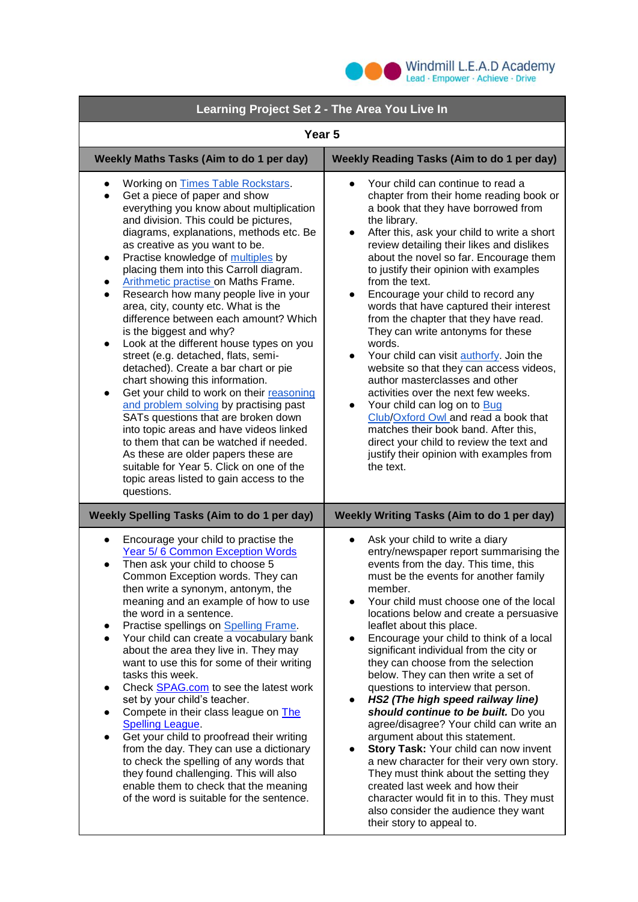Windmill L.E.A.D Academy
Lead · Empower · Achieve · Drive

# Learning Project Set 2 - The Area You Live In

## Year 5

### Weekly Maths Tasks (Aim to do 1 per day)

- Working on Times Table Rockstars.
- Get a piece of paper and show everything you know about multiplication and division. This could be pictures, diagrams, explanations, methods etc. Be as creative as you want to be.
- Practise knowledge of multiples by placing them into this Carroll diagram.
- Arithmetic practise on Maths Frame.
- Research how many people live in your area, city, county etc. What is the difference between each amount? Which is the biggest and why?
- Look at the different house types on you street (e.g. detached, flats, semi-detached). Create a bar chart or pie chart showing this information.
- Get your child to work on their reasoning and problem solving by practising past SATs questions that are broken down into topic areas and have videos linked to them that can be watched if needed. As these are older papers these are suitable for Year 5. Click on one of the topic areas listed to gain access to the questions.

### Weekly Reading Tasks (Aim to do 1 per day)

- Your child can continue to read a chapter from their home reading book or a book that they have borrowed from the library.
- After this, ask your child to write a short review detailing their likes and dislikes about the novel so far. Encourage them to justify their opinion with examples from the text.
- Encourage your child to record any words that have captured their interest from the chapter that they have read. They can write antonyms for these words.
- Your child can visit authorfy. Join the website so that they can access videos, author masterclasses and other activities over the next few weeks.
- Your child can log on to Bug Club/Oxford Owl and read a book that matches their book band. After this, direct your child to review the text and justify their opinion with examples from the text.

### Weekly Spelling Tasks (Aim to do 1 per day)

- Encourage your child to practise the Year 5/ 6 Common Exception Words
- Then ask your child to choose 5 Common Exception words. They can then write a synonym, antonym, the meaning and an example of how to use the word in a sentence.
- Practise spellings on Spelling Frame.
- Your child can create a vocabulary bank about the area they live in. They may want to use this for some of their writing tasks this week.
- Check SPAG.com to see the latest work set by your child's teacher.
- Compete in their class league on The Spelling League.
- Get your child to proofread their writing from the day. They can use a dictionary to check the spelling of any words that they found challenging. This will also enable them to check that the meaning of the word is suitable for the sentence.

### Weekly Writing Tasks (Aim to do 1 per day)

- Ask your child to write a diary entry/newspaper report summarising the events from the day. This time, this must be the events for another family member.
- Your child must choose one of the local locations below and create a persuasive leaflet about this place.
- Encourage your child to think of a local significant individual from the city or they can choose from the selection below. They can then write a set of questions to interview that person.
- ***HS2 (The high speed railway line) should continue to be built.*** Do you agree/disagree? Your child can write an argument about this statement.
- **Story Task:** Your child can now invent a new character for their very own story. They must think about the setting they created last week and how their character would fit in to this. They must also consider the audience they want their story to appeal to.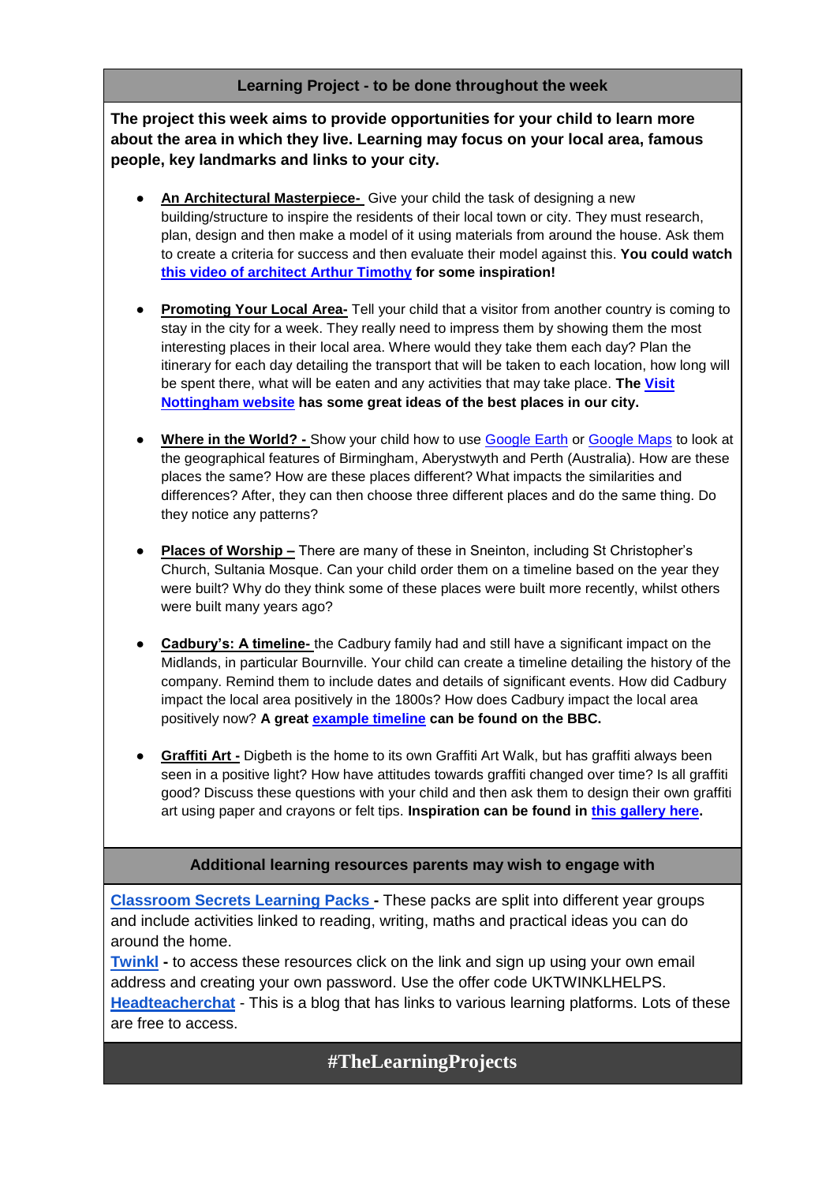## Learning Project - to be done throughout the week

**The project this week aims to provide opportunities for your child to learn more about the area in which they live. Learning may focus on your local area, famous people, key landmarks and links to your city.**

- **An Architectural Masterpiece-** Give your child the task of designing a new building/structure to inspire the residents of their local town or city. They must research, plan, design and then make a model of it using materials from around the house. Ask them to create a criteria for success and then evaluate their model against this. **You could watch this video of architect Arthur Timothy for some inspiration!**
- **Promoting Your Local Area-** Tell your child that a visitor from another country is coming to stay in the city for a week. They really need to impress them by showing them the most interesting places in their local area. Where would they take them each day? Plan the itinerary for each day detailing the transport that will be taken to each location, how long will be spent there, what will be eaten and any activities that may take place. **The Visit Nottingham website has some great ideas of the best places in our city.**
- **Where in the World? -** Show your child how to use Google Earth or Google Maps to look at the geographical features of Birmingham, Aberystwyth and Perth (Australia). How are these places the same? How are these places different? What impacts the similarities and differences? After, they can then choose three different places and do the same thing. Do they notice any patterns?
- **Places of Worship –** There are many of these in Sneinton, including St Christopher's Church, Sultania Mosque. Can your child order them on a timeline based on the year they were built? Why do they think some of these places were built more recently, whilst others were built many years ago?
- **Cadbury's: A timeline-** the Cadbury family had and still have a significant impact on the Midlands, in particular Bournville. Your child can create a timeline detailing the history of the company. Remind them to include dates and details of significant events. How did Cadbury impact the local area positively in the 1800s? How does Cadbury impact the local area positively now? **A great example timeline can be found on the BBC.**
- **Graffiti Art -** Digbeth is the home to its own Graffiti Art Walk, but has graffiti always been seen in a positive light? How have attitudes towards graffiti changed over time? Is all graffiti good? Discuss these questions with your child and then ask them to design their own graffiti art using paper and crayons or felt tips. **Inspiration can be found in this gallery here.**

## Additional learning resources parents may wish to engage with

**Classroom Secrets Learning Packs -** These packs are split into different year groups and include activities linked to reading, writing, maths and practical ideas you can do around the home.
**Twinkl -** to access these resources click on the link and sign up using your own email address and creating your own password. Use the offer code UKTWINKLHELPS.
**Headteacherchat** - This is a blog that has links to various learning platforms. Lots of these are free to access.

**#TheLearningProjects**